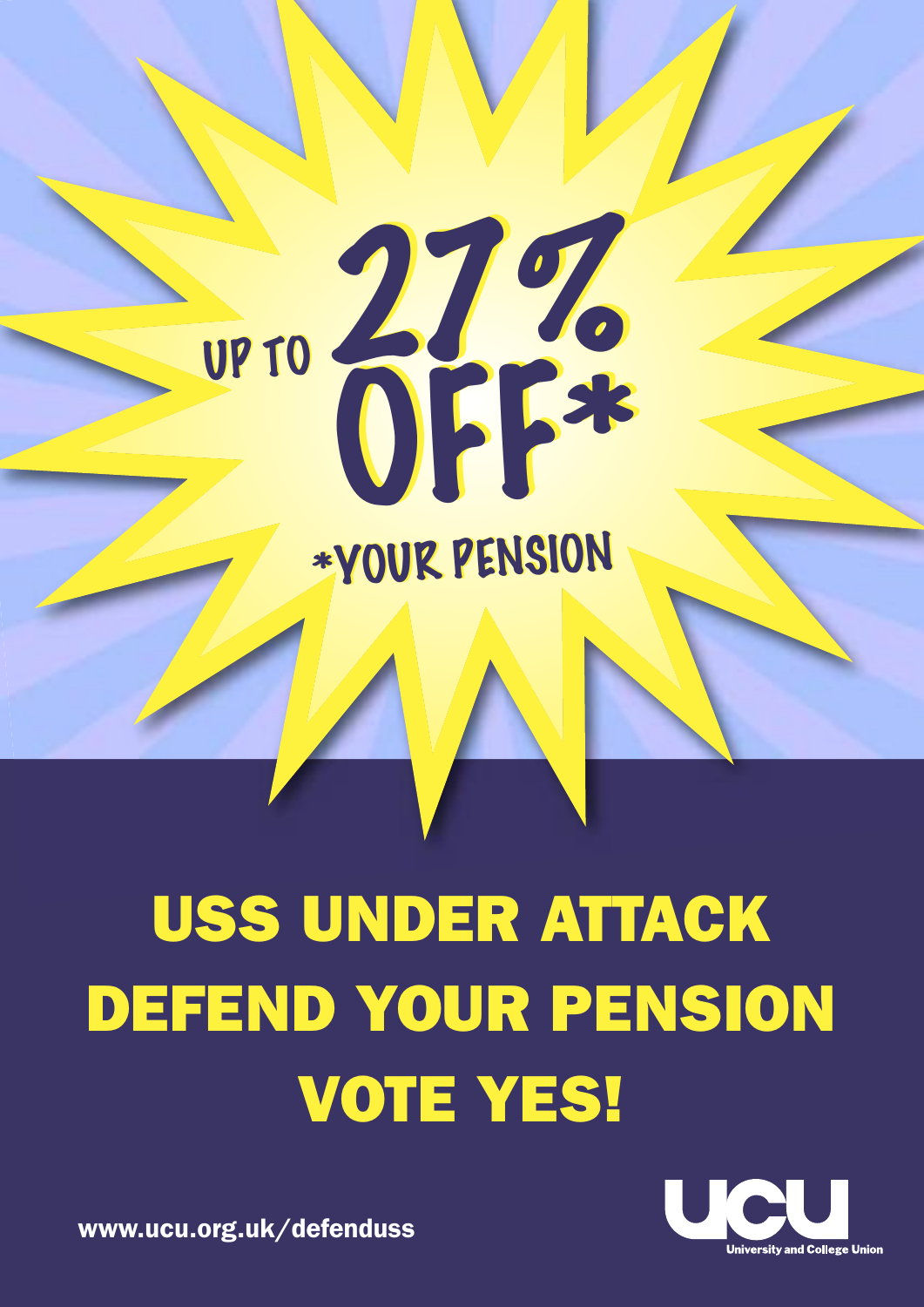UP TO **27% OFF***

*YOUR PENSION

# USS UNDER ATTACK DEFEND YOUR PENSION VOTE YES!

www.ucu.org.uk/defenduss

UCU University and College Union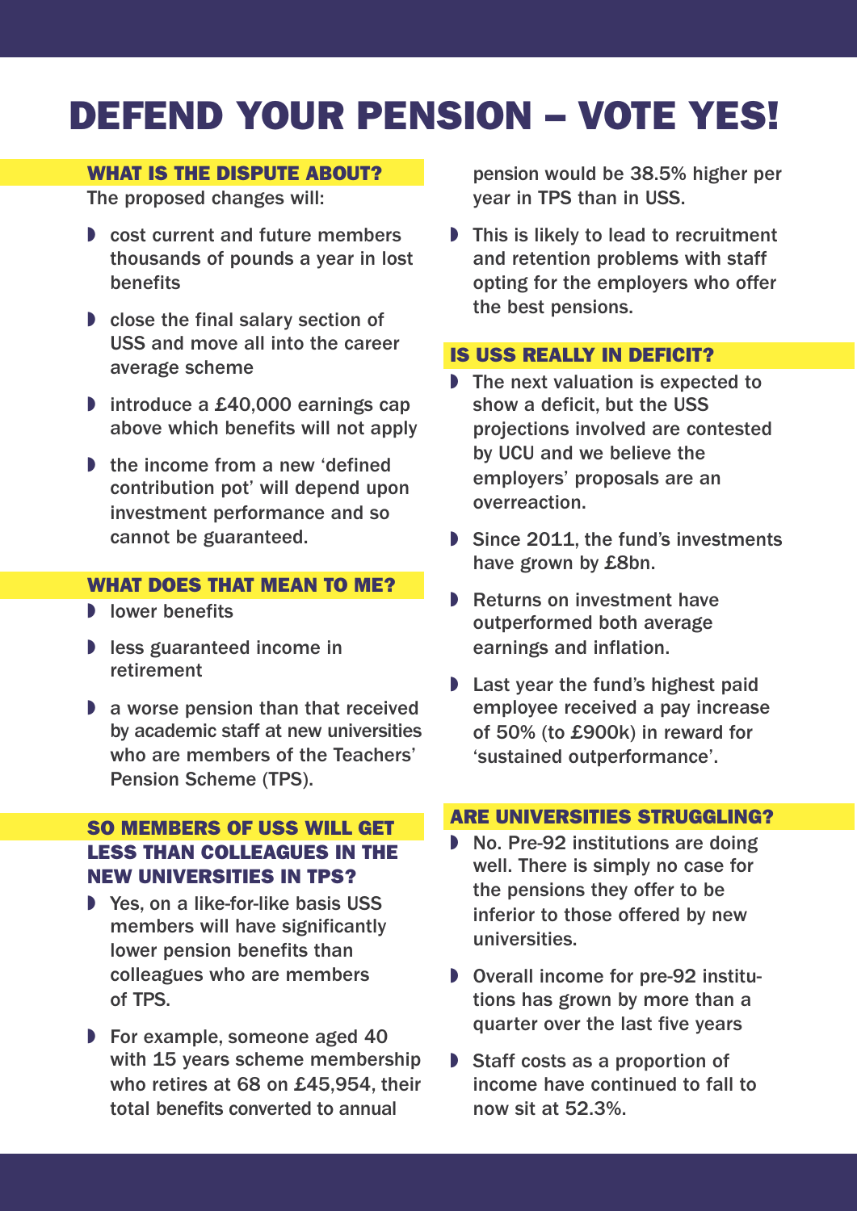# DEFEND YOUR PENSION – VOTE YES!

## WHAT IS THE DISPUTE ABOUT?

The proposed changes will:

- cost current and future members thousands of pounds a year in lost benefits
- close the final salary section of USS and move all into the career average scheme
- introduce a £40,000 earnings cap above which benefits will not apply
- the income from a new 'defined contribution pot' will depend upon investment performance and so cannot be guaranteed.

## WHAT DOES THAT MEAN TO ME?

- lower benefits
- less guaranteed income in retirement
- a worse pension than that received by academic staff at new universities who are members of the Teachers' Pension Scheme (TPS).

## SO MEMBERS OF USS WILL GET LESS THAN COLLEAGUES IN THE NEW UNIVERSITIES IN TPS?

- Yes, on a like-for-like basis USS members will have significantly lower pension benefits than colleagues who are members of TPS.
- For example, someone aged 40 with 15 years scheme membership who retires at 68 on £45,954, their total benefits converted to annual pension would be 38.5% higher per year in TPS than in USS.
- This is likely to lead to recruitment and retention problems with staff opting for the employers who offer the best pensions.

## IS USS REALLY IN DEFICIT?

- The next valuation is expected to show a deficit, but the USS projections involved are contested by UCU and we believe the employers' proposals are an overreaction.
- Since 2011, the fund's investments have grown by £8bn.
- Returns on investment have outperformed both average earnings and inflation.
- Last year the fund's highest paid employee received a pay increase of 50% (to £900k) in reward for 'sustained outperformance'.

## ARE UNIVERSITIES STRUGGLING?

- No. Pre-92 institutions are doing well. There is simply no case for the pensions they offer to be inferior to those offered by new universities.
- Overall income for pre-92 institutions has grown by more than a quarter over the last five years
- Staff costs as a proportion of income have continued to fall to now sit at 52.3%.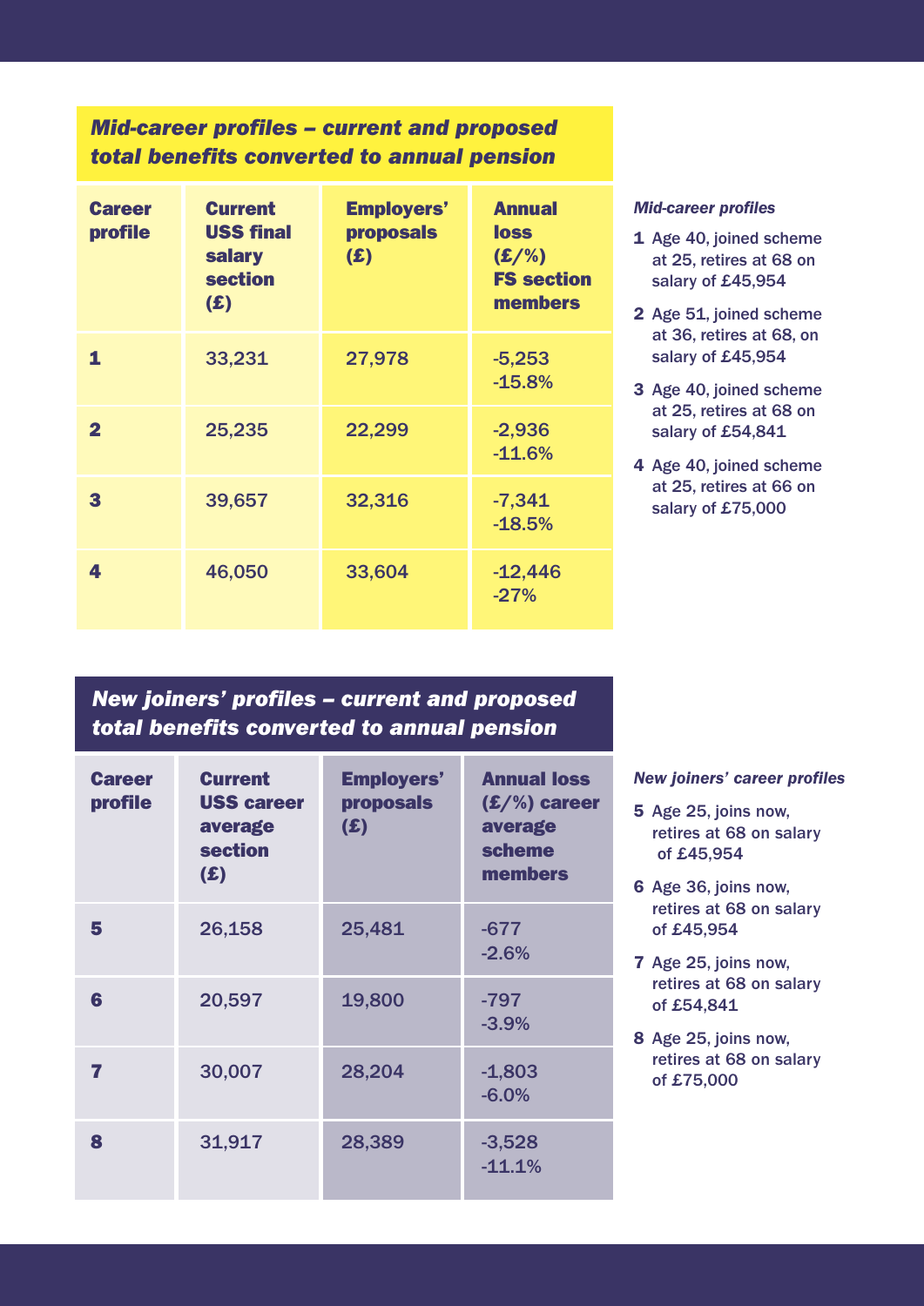## *Mid-career profiles – current and proposed total benefits converted to annual pension*

| Career profile | Current USS final salary section (£) | Employers' proposals (£) | Annual loss (£/%) FS section members |
|---|---|---|---|
| 1 | 33,231 | 27,978 | -5,253<br>-15.8% |
| 2 | 25,235 | 22,299 | -2,936<br>-11.6% |
| 3 | 39,657 | 32,316 | -7,341<br>-18.5% |
| 4 | 46,050 | 33,604 | -12,446<br>-27% |

***Mid-career profiles***

1. Age 40, joined scheme at 25, retires at 68 on salary of £45,954
2. Age 51, joined scheme at 36, retires at 68, on salary of £45,954
3. Age 40, joined scheme at 25, retires at 68 on salary of £54,841
4. Age 40, joined scheme at 25, retires at 66 on salary of £75,000

## *New joiners' profiles – current and proposed total benefits converted to annual pension*

| Career profile | Current USS career average section (£) | Employers' proposals (£) | Annual loss (£/%) career average scheme members |
|---|---|---|---|
| 5 | 26,158 | 25,481 | -677<br>-2.6% |
| 6 | 20,597 | 19,800 | -797<br>-3.9% |
| 7 | 30,007 | 28,204 | -1,803<br>-6.0% |
| 8 | 31,917 | 28,389 | -3,528<br>-11.1% |

***New joiners' career profiles***

5. Age 25, joins now, retires at 68 on salary of £45,954
6. Age 36, joins now, retires at 68 on salary of £45,954
7. Age 25, joins now, retires at 68 on salary of £54,841
8. Age 25, joins now, retires at 68 on salary of £75,000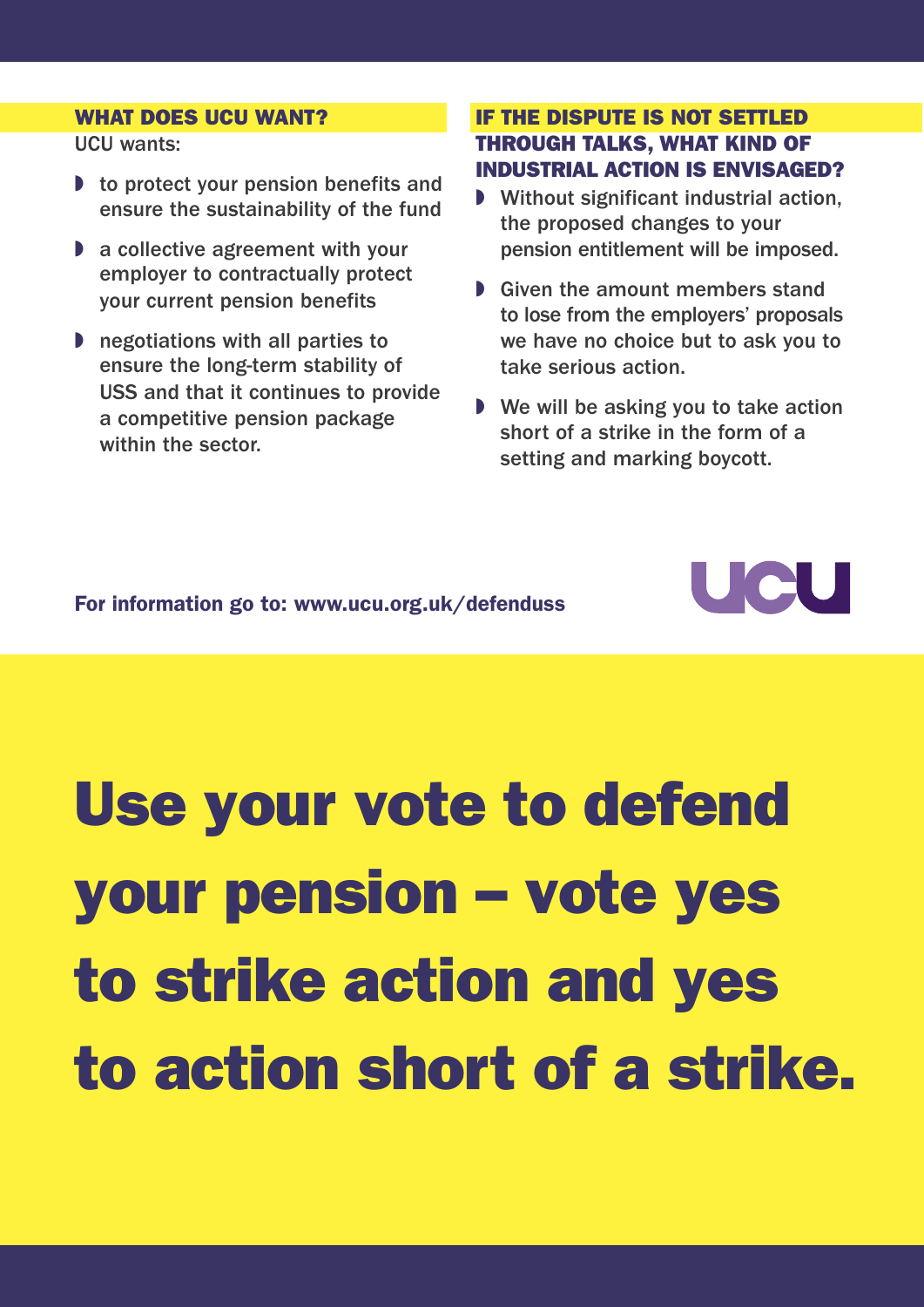## WHAT DOES UCU WANT?

UCU wants:

- to protect your pension benefits and ensure the sustainability of the fund
- a collective agreement with your employer to contractually protect your current pension benefits
- negotiations with all parties to ensure the long-term stability of USS and that it continues to provide a competitive pension package within the sector.

## IF THE DISPUTE IS NOT SETTLED THROUGH TALKS, WHAT KIND OF INDUSTRIAL ACTION IS ENVISAGED?

- Without significant industrial action, the proposed changes to your pension entitlement will be imposed.
- Given the amount members stand to lose from the employers' proposals we have no choice but to ask you to take serious action.
- We will be asking you to take action short of a strike in the form of a setting and marking boycott.

**For information go to: www.ucu.org.uk/defenduss**

UCU

# Use your vote to defend your pension – vote yes to strike action and yes to action short of a strike.